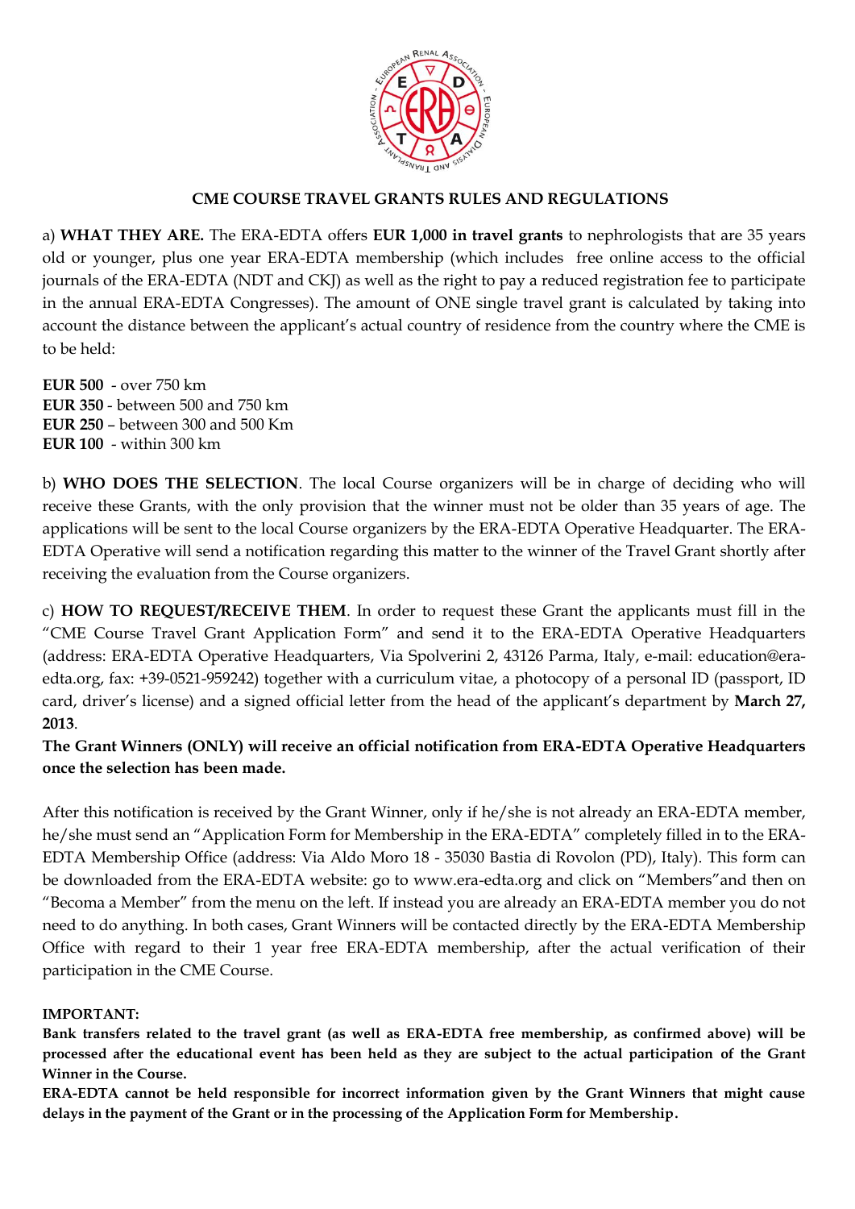## CME COURSE TRAVEL GRANTS RULES AND REGULATIONS

a) **WHAT THEY ARE.** The ERA-EDTA offers **EUR 1,000 in travel grants** to nephrologists that are 35 years old or younger, plus one year ERA-EDTA membership (which includes free online access to the official journals of the ERA-EDTA (NDT and CKJ) as well as the right to pay a reduced registration fee to participate in the annual ERA-EDTA Congresses). The amount of ONE single travel grant is calculated by taking into account the distance between the applicant's actual country of residence from the country where the CME is to be held:

**EUR 500** - over 750 km
**EUR 350** - between 500 and 750 km
**EUR 250** – between 300 and 500 Km
**EUR 100** - within 300 km

b) **WHO DOES THE SELECTION**. The local Course organizers will be in charge of deciding who will receive these Grants, with the only provision that the winner must not be older than 35 years of age. The applications will be sent to the local Course organizers by the ERA-EDTA Operative Headquarter. The ERA-EDTA Operative will send a notification regarding this matter to the winner of the Travel Grant shortly after receiving the evaluation from the Course organizers.

c) **HOW TO REQUEST/RECEIVE THEM**. In order to request these Grant the applicants must fill in the "CME Course Travel Grant Application Form" and send it to the ERA-EDTA Operative Headquarters (address: ERA-EDTA Operative Headquarters, Via Spolverini 2, 43126 Parma, Italy, e-mail: education@era-edta.org, fax: +39-0521-959242) together with a curriculum vitae, a photocopy of a personal ID (passport, ID card, driver's license) and a signed official letter from the head of the applicant's department by **March 27, 2013**.

**The Grant Winners (ONLY) will receive an official notification from ERA-EDTA Operative Headquarters once the selection has been made.**

After this notification is received by the Grant Winner, only if he/she is not already an ERA-EDTA member, he/she must send an "Application Form for Membership in the ERA-EDTA" completely filled in to the ERA-EDTA Membership Office (address: Via Aldo Moro 18 - 35030 Bastia di Rovolon (PD), Italy). This form can be downloaded from the ERA-EDTA website: go to www.era-edta.org and click on "Members"and then on "Becoma a Member" from the menu on the left. If instead you are already an ERA-EDTA member you do not need to do anything. In both cases, Grant Winners will be contacted directly by the ERA-EDTA Membership Office with regard to their 1 year free ERA-EDTA membership, after the actual verification of their participation in the CME Course.

**IMPORTANT:**

**Bank transfers related to the travel grant (as well as ERA-EDTA free membership, as confirmed above) will be processed after the educational event has been held as they are subject to the actual participation of the Grant Winner in the Course.**

**ERA-EDTA cannot be held responsible for incorrect information given by the Grant Winners that might cause delays in the payment of the Grant or in the processing of the Application Form for Membership.**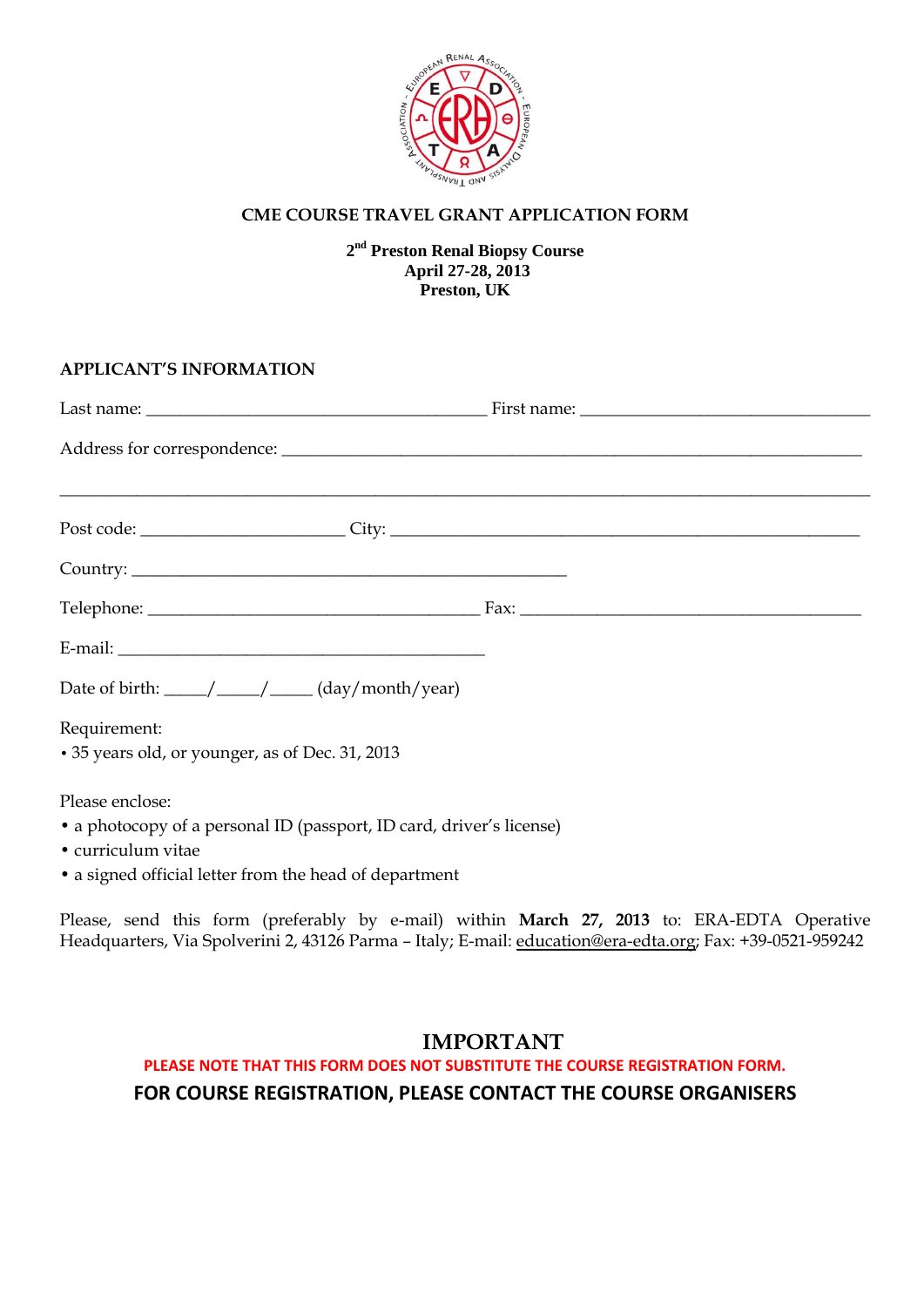## CME COURSE TRAVEL GRANT APPLICATION FORM

**2nd Preston Renal Biopsy Course**
**April 27-28, 2013**
**Preston, UK**

### APPLICANT'S INFORMATION

Last name: ________________________________________ First name: __________________________________

Address for correspondence: ____________________________________________________________________

_______________________________________________________________________________________________

Post code: ________________________ City: _______________________________________________________

Country: ___________________________________________________

Telephone: _______________________________________ Fax: _______________________________________

E-mail: ___________________________________________

Date of birth: _____/_____/_____ (day/month/year)

Requirement:

- 35 years old, or younger, as of Dec. 31, 2013

Please enclose:

- a photocopy of a personal ID (passport, ID card, driver's license)
- curriculum vitae
- a signed official letter from the head of department

Please, send this form (preferably by e-mail) within **March 27, 2013** to: ERA-EDTA Operative Headquarters, Via Spolverini 2, 43126 Parma – Italy; E-mail: education@era-edta.org; Fax: +39-0521-959242

## IMPORTANT

**PLEASE NOTE THAT THIS FORM DOES NOT SUBSTITUTE THE COURSE REGISTRATION FORM.**

**FOR COURSE REGISTRATION, PLEASE CONTACT THE COURSE ORGANISERS**